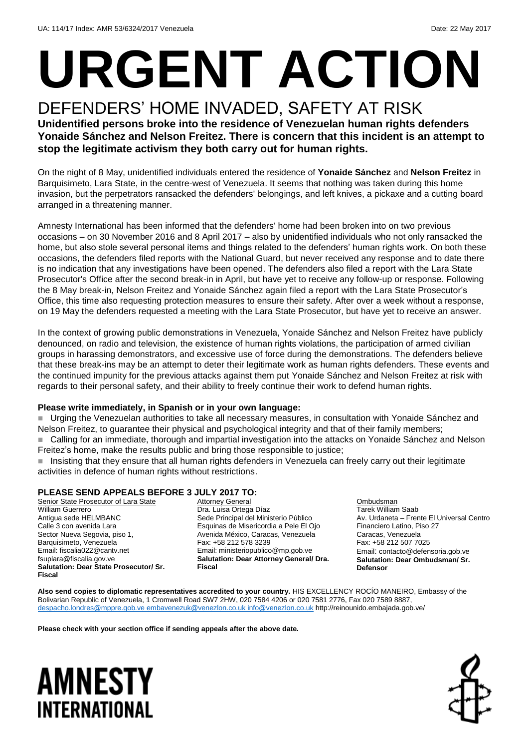UA: 114/17 Index: AMR 53/6324/2017 Venezuela Date: 22 May 2017

# URGENT ACTION

## DEFENDERS' HOME INVADED, SAFETY AT RISK

**Unidentified persons broke into the residence of Venezuelan human rights defenders Yonaide Sánchez and Nelson Freitez. There is concern that this incident is an attempt to stop the legitimate activism they both carry out for human rights.**

On the night of 8 May, unidentified individuals entered the residence of **Yonaide Sánchez** and **Nelson Freitez** in Barquisimeto, Lara State, in the centre-west of Venezuela. It seems that nothing was taken during this home invasion, but the perpetrators ransacked the defenders' belongings, and left knives, a pickaxe and a cutting board arranged in a threatening manner.

Amnesty International has been informed that the defenders' home had been broken into on two previous occasions – on 30 November 2016 and 8 April 2017 – also by unidentified individuals who not only ransacked the home, but also stole several personal items and things related to the defenders' human rights work. On both these occasions, the defenders filed reports with the National Guard, but never received any response and to date there is no indication that any investigations have been opened. The defenders also filed a report with the Lara State Prosecutor's Office after the second break-in in April, but have yet to receive any follow-up or response. Following the 8 May break-in, Nelson Freitez and Yonaide Sánchez again filed a report with the Lara State Prosecutor's Office, this time also requesting protection measures to ensure their safety. After over a week without a response, on 19 May the defenders requested a meeting with the Lara State Prosecutor, but have yet to receive an answer.

In the context of growing public demonstrations in Venezuela, Yonaide Sánchez and Nelson Freitez have publicly denounced, on radio and television, the existence of human rights violations, the participation of armed civilian groups in harassing demonstrators, and excessive use of force during the demonstrations. The defenders believe that these break-ins may be an attempt to deter their legitimate work as human rights defenders. These events and the continued impunity for the previous attacks against them put Yonaide Sánchez and Nelson Freitez at risk with regards to their personal safety, and their ability to freely continue their work to defend human rights.

**Please write immediately, in Spanish or in your own language:**

- Urging the Venezuelan authorities to take all necessary measures, in consultation with Yonaide Sánchez and Nelson Freitez, to guarantee their physical and psychological integrity and that of their family members;
- Calling for an immediate, thorough and impartial investigation into the attacks on Yonaide Sánchez and Nelson Freitez's home, make the results public and bring those responsible to justice;
- Insisting that they ensure that all human rights defenders in Venezuela can freely carry out their legitimate activities in defence of human rights without restrictions.

**PLEASE SEND APPEALS BEFORE 3 JULY 2017 TO:**

Senior State Prosecutor of Lara State
William Guerrero
Antigua sede HELMBANC
Calle 3 con avenida Lara
Sector Nueva Segovia, piso 1,
Barquisimeto, Venezuela
Email: fiscalia022@cantv.net
fsuplara@fiscalia.gov.ve
**Salutation: Dear State Prosecutor/ Sr. Fiscal**

Attorney General
Dra. Luisa Ortega Díaz
Sede Principal del Ministerio Público
Esquinas de Misericordia a Pele El Ojo
Avenida México, Caracas, Venezuela
Fax: +58 212 578 3239
Email: ministeriopublico@mp.gob.ve
**Salutation: Dear Attorney General/ Dra. Fiscal**

Ombudsman
Tarek William Saab
Av. Urdaneta – Frente El Universal Centro Financiero Latino, Piso 27
Caracas, Venezuela
Fax: +58 212 507 7025
Email: contacto@defensoria.gob.ve
**Salutation: Dear Ombudsman/ Sr. Defensor**

**Also send copies to diplomatic representatives accredited to your country.** HIS EXCELLENCY ROCÍO MANEIRO, Embassy of the Bolivarian Republic of Venezuela, 1 Cromwell Road SW7 2HW, 020 7584 4206 or 020 7581 2776, Fax 020 7589 8887, despacho.londres@mppre.gob.ve embavenezuk@venezlon.co.uk info@venezlon.co.uk http://reinounido.embajada.gob.ve/

**Please check with your section office if sending appeals after the above date.**

AMNESTY INTERNATIONAL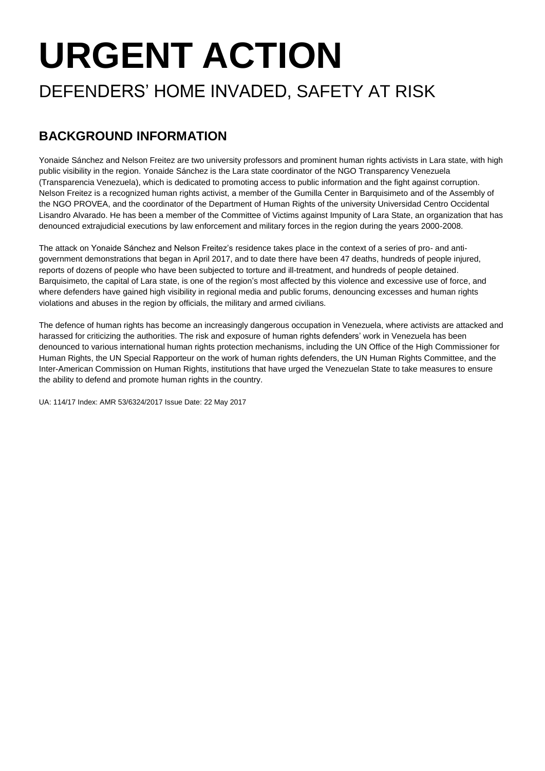# URGENT ACTION

## DEFENDERS' HOME INVADED, SAFETY AT RISK

### BACKGROUND INFORMATION

Yonaide Sánchez and Nelson Freitez are two university professors and prominent human rights activists in Lara state, with high public visibility in the region. Yonaide Sánchez is the Lara state coordinator of the NGO Transparency Venezuela (Transparencia Venezuela), which is dedicated to promoting access to public information and the fight against corruption. Nelson Freitez is a recognized human rights activist, a member of the Gumilla Center in Barquisimeto and of the Assembly of the NGO PROVEA, and the coordinator of the Department of Human Rights of the university Universidad Centro Occidental Lisandro Alvarado. He has been a member of the Committee of Victims against Impunity of Lara State, an organization that has denounced extrajudicial executions by law enforcement and military forces in the region during the years 2000-2008.

The attack on Yonaide Sánchez and Nelson Freitez's residence takes place in the context of a series of pro- and anti-government demonstrations that began in April 2017, and to date there have been 47 deaths, hundreds of people injured, reports of dozens of people who have been subjected to torture and ill-treatment, and hundreds of people detained. Barquisimeto, the capital of Lara state, is one of the region's most affected by this violence and excessive use of force, and where defenders have gained high visibility in regional media and public forums, denouncing excesses and human rights violations and abuses in the region by officials, the military and armed civilians.

The defence of human rights has become an increasingly dangerous occupation in Venezuela, where activists are attacked and harassed for criticizing the authorities. The risk and exposure of human rights defenders' work in Venezuela has been denounced to various international human rights protection mechanisms, including the UN Office of the High Commissioner for Human Rights, the UN Special Rapporteur on the work of human rights defenders, the UN Human Rights Committee, and the Inter-American Commission on Human Rights, institutions that have urged the Venezuelan State to take measures to ensure the ability to defend and promote human rights in the country.

UA: 114/17 Index: AMR 53/6324/2017 Issue Date: 22 May 2017